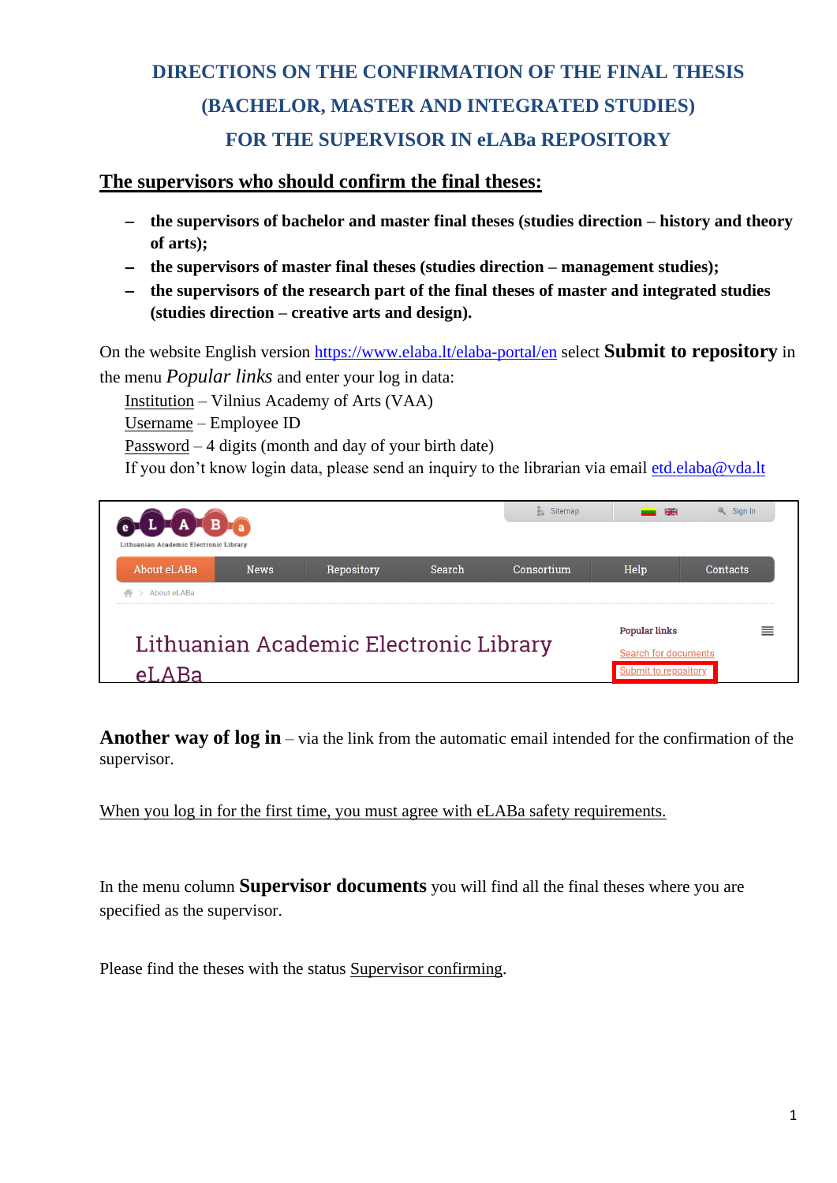# DIRECTIONS ON THE CONFIRMATION OF THE FINAL THESIS (BACHELOR, MASTER AND INTEGRATED STUDIES) FOR THE SUPERVISOR IN eLABa REPOSITORY

## The supervisors who should confirm the final theses:

- **the supervisors of bachelor and master final theses (studies direction – history and theory of arts);**
- **the supervisors of master final theses (studies direction – management studies);**
- **the supervisors of the research part of the final theses of master and integrated studies (studies direction – creative arts and design).**

On the website English version https://www.elaba.lt/elaba-portal/en select **Submit to repository** in the menu *Popular links* and enter your log in data:

Institution – Vilnius Academy of Arts (VAA)
Username – Employee ID
Password – 4 digits (month and day of your birth date)
If you don't know login data, please send an inquiry to the librarian via email etd.elaba@vda.lt

**Another way of log in** – via the link from the automatic email intended for the confirmation of the supervisor.

When you log in for the first time, you must agree with eLABa safety requirements.

In the menu column **Supervisor documents** you will find all the final theses where you are specified as the supervisor.

Please find the theses with the status Supervisor confirming.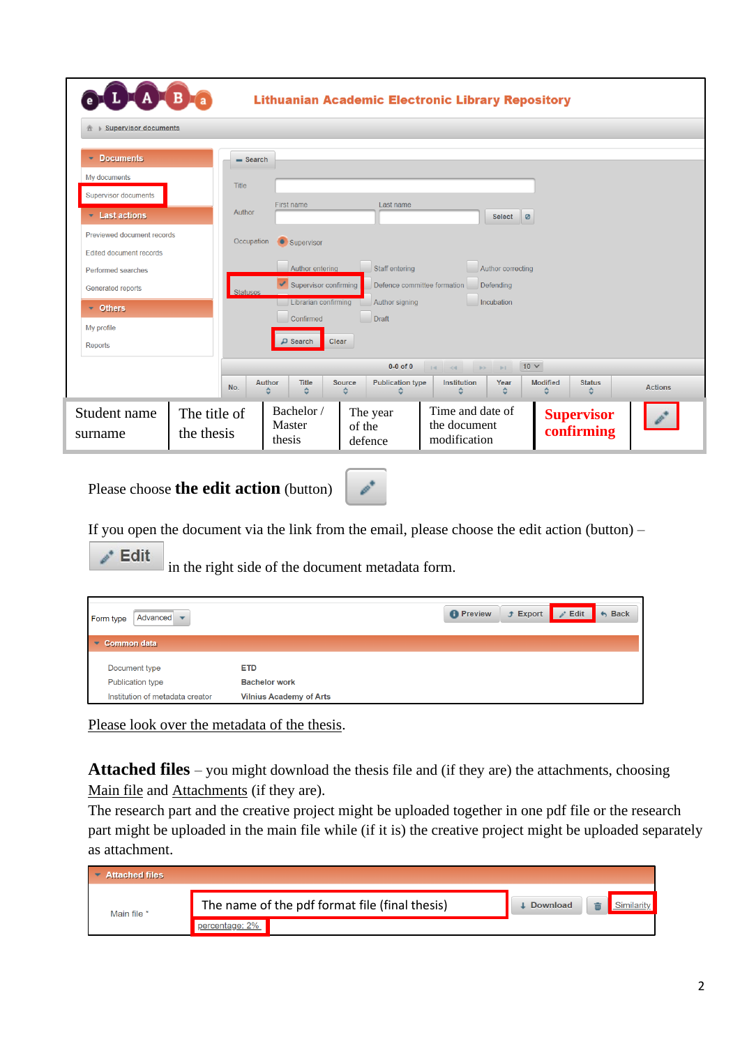**Lithuanian Academic Electronic Library Repository**

Supervisor documents

| No. | Author | Title | Source | Publication type | Institution | Year | Modified | Status | Actions |
|---|---|---|---|---|---|---|---|---|---|
| | Student name surname | The title of the thesis | Bachelor / Master thesis | | The year of the defence | | Time and date of the document modification | **Supervisor confirming** | |

Please choose **the edit action** (button)

If you open the document via the link from the email, please choose the edit action (button) – **Edit** in the right side of the document metadata form.

Form type: Advanced — Preview | Export | Edit | Back

**Common data**

| | |
|---|---|
| Document type | ETD |
| Publication type | Bachelor work |
| Institution of metadata creator | Vilnius Academy of Arts |

Please look over the metadata of the thesis.

**Attached files** – you might download the thesis file and (if they are) the attachments, choosing Main file and Attachments (if they are).

The research part and the creative project might be uploaded together in one pdf file or the research part might be uploaded in the main file while (if it is) the creative project might be uploaded separately as attachment.

**Attached files**

Main file * — The name of the pdf format file (final thesis) — Download — Similarity percentage: 2%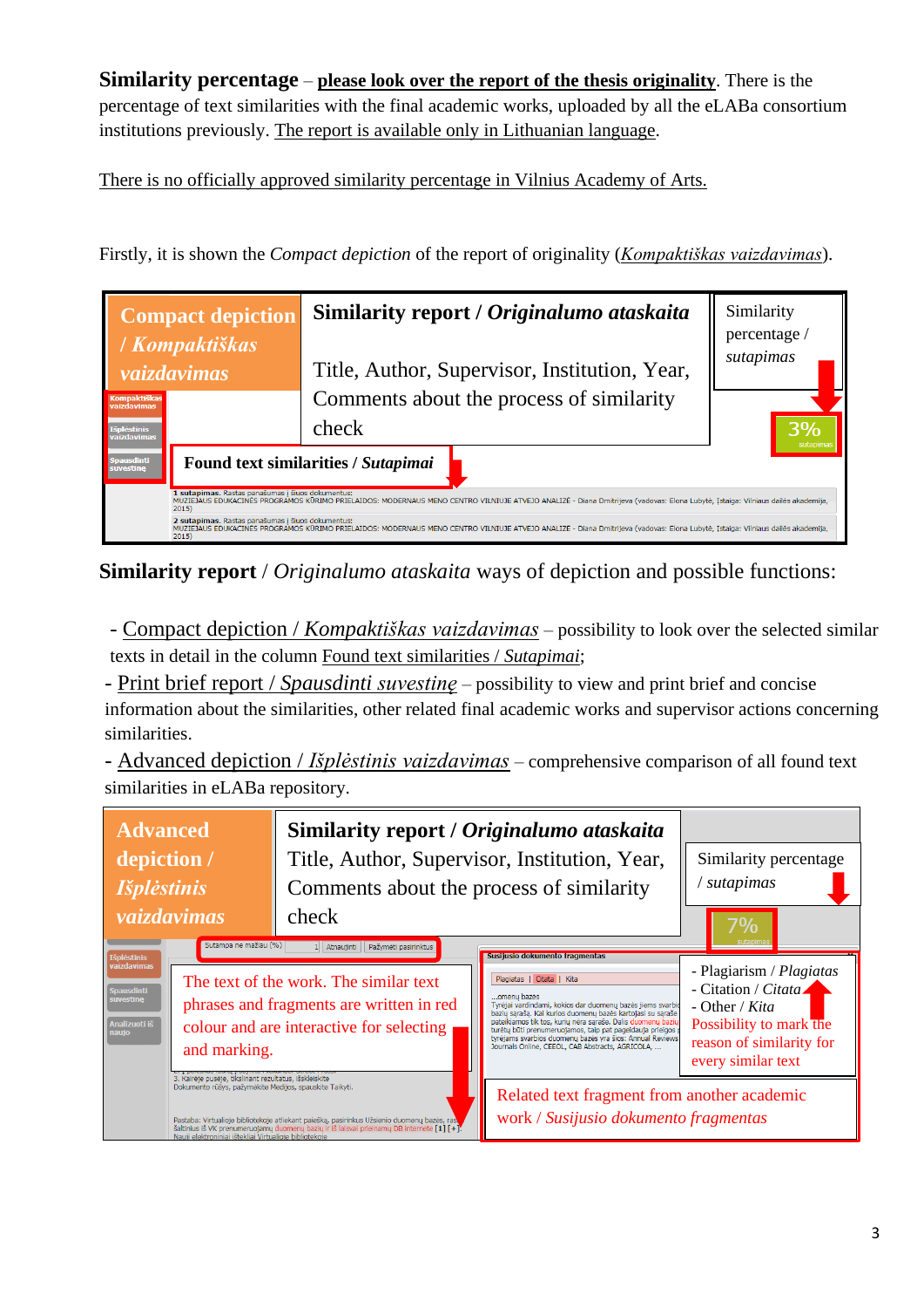**Similarity percentage** – <u>**please look over the report of the thesis originality**</u>. There is the percentage of text similarities with the final academic works, uploaded by all the eLABa consortium institutions previously. <u>The report is available only in Lithuanian language</u>.

<u>There is no officially approved similarity percentage in Vilnius Academy of Arts.</u>

Firstly, it is shown the *Compact depiction* of the report of originality (<u>*Kompaktiškas vaizdavimas*</u>).

**Compact depiction / *Kompaktiškas vaizdavimas***

**Similarity report / *Originalumo ataskaita***

Title, Author, Supervisor, Institution, Year, Comments about the process of similarity check

Similarity percentage / *sutapimas*

3%

**Found text similarities / *Sutapimai***

**Similarity report** / *Originalumo ataskaita* ways of depiction and possible functions:

- <u>Compact depiction / *Kompaktiškas vaizdavimas*</u> – possibility to look over the selected similar texts in detail in the column <u>Found text similarities / *Sutapimai*</u>;
- <u>Print brief report / *Spausdinti suvestinę*</u> – possibility to view and print brief and concise information about the similarities, other related final academic works and supervisor actions concerning similarities.
- <u>Advanced depiction / *Išplėstinis vaizdavimas*</u> – comprehensive comparison of all found text similarities in eLABa repository.

**Advanced depiction / *Išplėstinis vaizdavimas***

**Similarity report / *Originalumo ataskaita***

Title, Author, Supervisor, Institution, Year, Comments about the process of similarity check

Similarity percentage / *sutapimas*

7%

The text of the work. The similar text phrases and fragments are written in red colour and are interactive for selecting and marking.

- Plagiarism / *Plagiatas*
- Citation / *Citata*
- Other / *Kita*

Possibility to mark the reason of similarity for every similar text

Related text fragment from another academic work / *Susijusio dokumento fragmentas*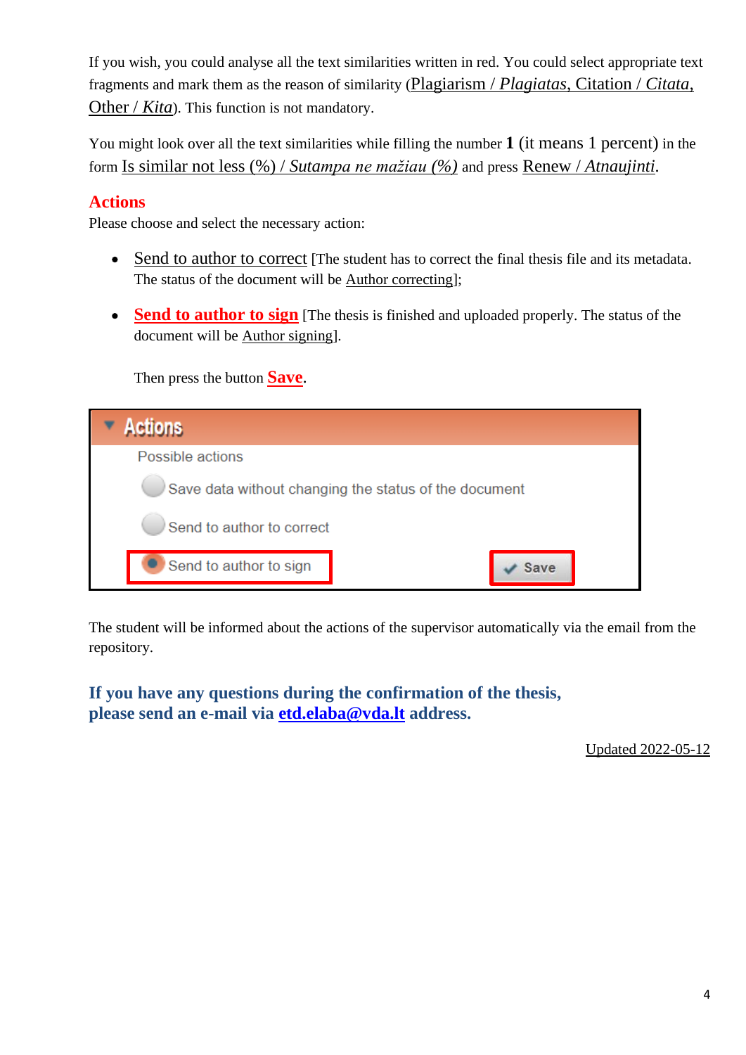If you wish, you could analyse all the text similarities written in red. You could select appropriate text fragments and mark them as the reason of similarity (Plagiarism / *Plagiatas*, Citation / *Citata*, Other / *Kita*). This function is not mandatory.

You might look over all the text similarities while filling the number **1** (it means 1 percent) in the form Is similar not less (%) / *Sutampa ne mažiau (%)* and press Renew / *Atnaujinti*.

## Actions

Please choose and select the necessary action:

- Send to author to correct [The student has to correct the final thesis file and its metadata. The status of the document will be Author correcting];
- **Send to author to sign** [The thesis is finished and uploaded properly. The status of the document will be Author signing].

Then press the button **Save**.

The student will be informed about the actions of the supervisor automatically via the email from the repository.

**If you have any questions during the confirmation of the thesis, please send an e-mail via etd.elaba@vda.lt address.**

Updated 2022-05-12